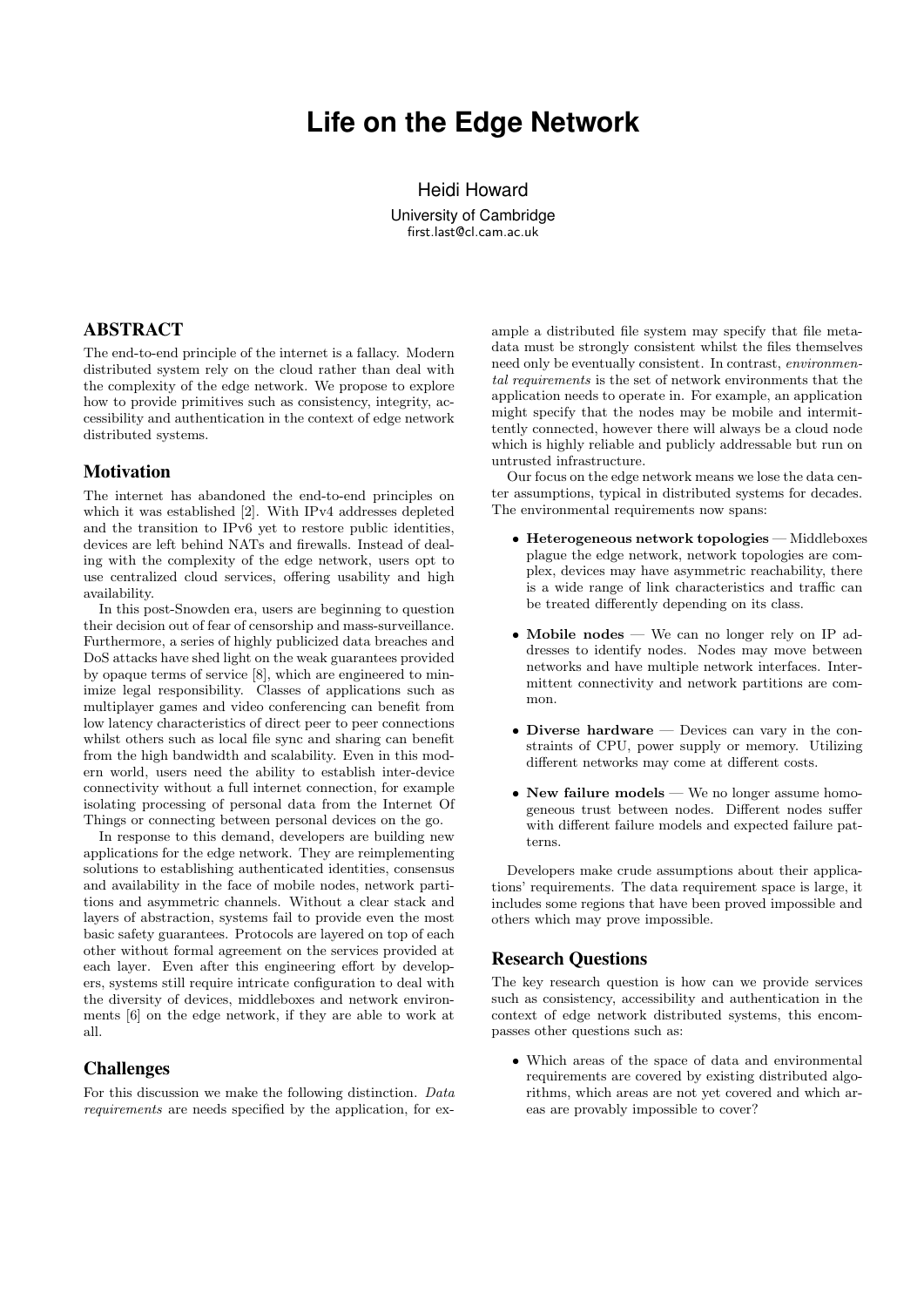# Life on the Edge Network

Heidi Howard

University of Cambridge

first.last@cl.cam.ac.uk

## ABSTRACT

The end-to-end principle of the internet is a fallacy. Modern distributed system rely on the cloud rather than deal with the complexity of the edge network. We propose to explore how to provide primitives such as consistency, integrity, accessibility and authentication in the context of edge network distributed systems.

## Motivation

The internet has abandoned the end-to-end principles on which it was established [2]. With IPv4 addresses depleted and the transition to IPv6 yet to restore public identities, devices are left behind NATs and firewalls. Instead of dealing with the complexity of the edge network, users opt to use centralized cloud services, offering usability and high availability.

In this post-Snowden era, users are beginning to question their decision out of fear of censorship and mass-surveillance. Furthermore, a series of highly publicized data breaches and DoS attacks have shed light on the weak guarantees provided by opaque terms of service [8], which are engineered to minimize legal responsibility. Classes of applications such as multiplayer games and video conferencing can benefit from low latency characteristics of direct peer to peer connections whilst others such as local file sync and sharing can benefit from the high bandwidth and scalability. Even in this modern world, users need the ability to establish inter-device connectivity without a full internet connection, for example isolating processing of personal data from the Internet Of Things or connecting between personal devices on the go.

In response to this demand, developers are building new applications for the edge network. They are reimplementing solutions to establishing authenticated identities, consensus and availability in the face of mobile nodes, network partitions and asymmetric channels. Without a clear stack and layers of abstraction, systems fail to provide even the most basic safety guarantees. Protocols are layered on top of each other without formal agreement on the services provided at each layer. Even after this engineering effort by developers, systems still require intricate configuration to deal with the diversity of devices, middleboxes and network environments [6] on the edge network, if they are able to work at all.

## Challenges

For this discussion we make the following distinction. *Data requirements* are needs specified by the application, for example a distributed file system may specify that file metadata must be strongly consistent whilst the files themselves need only be eventually consistent. In contrast, *environmental requirements* is the set of network environments that the application needs to operate in. For example, an application might specify that the nodes may be mobile and intermittently connected, however there will always be a cloud node which is highly reliable and publicly addressable but run on untrusted infrastructure.

Our focus on the edge network means we lose the data center assumptions, typical in distributed systems for decades. The environmental requirements now spans:

- **Heterogeneous network topologies** — Middleboxes plague the edge network, network topologies are complex, devices may have asymmetric reachability, there is a wide range of link characteristics and traffic can be treated differently depending on its class.
- **Mobile nodes** — We can no longer rely on IP addresses to identify nodes. Nodes may move between networks and have multiple network interfaces. Intermittent connectivity and network partitions are common.
- **Diverse hardware** — Devices can vary in the constraints of CPU, power supply or memory. Utilizing different networks may come at different costs.
- **New failure models** — We no longer assume homogeneous trust between nodes. Different nodes suffer with different failure models and expected failure patterns.

Developers make crude assumptions about their applications' requirements. The data requirement space is large, it includes some regions that have been proved impossible and others which may prove impossible.

## Research Questions

The key research question is how can we provide services such as consistency, accessibility and authentication in the context of edge network distributed systems, this encompasses other questions such as:

- Which areas of the space of data and environmental requirements are covered by existing distributed algorithms, which areas are not yet covered and which areas are provably impossible to cover?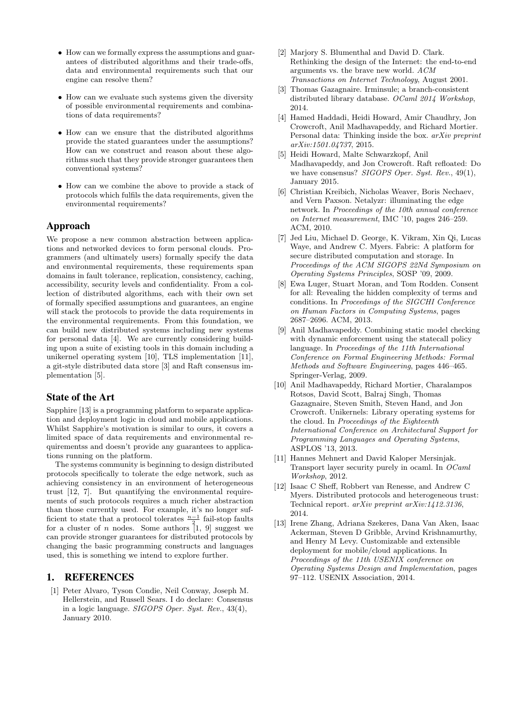- How can we formally express the assumptions and guarantees of distributed algorithms and their trade-offs, data and environmental requirements such that our engine can resolve them?
- How can we evaluate such systems given the diversity of possible environmental requirements and combinations of data requirements?
- How can we ensure that the distributed algorithms provide the stated guarantees under the assumptions? How can we construct and reason about these algorithms such that they provide stronger guarantees then conventional systems?
- How can we combine the above to provide a stack of protocols which fulfils the data requirements, given the environmental requirements?

## Approach

We propose a new common abstraction between applications and networked devices to form personal clouds. Programmers (and ultimately users) formally specify the data and environmental requirements, these requirements span domains in fault tolerance, replication, consistency, caching, accessibility, security levels and confidentiality. From a collection of distributed algorithms, each with their own set of formally specified assumptions and guarantees, an engine will stack the protocols to provide the data requirements in the environmental requirements. From this foundation, we can build new distributed systems including new systems for personal data [4]. We are currently considering building upon a suite of existing tools in this domain including a unikernel operating system [10], TLS implementation [11], a git-style distributed data store [3] and Raft consensus implementation [5].

## State of the Art

Sapphire [13] is a programming platform to separate application and deployment logic in cloud and mobile applications. Whilst Sapphire's motivation is similar to ours, it covers a limited space of data requirements and environmental requirementss and doesn't provide any guarantees to applications running on the platform.

The systems community is beginning to design distributed protocols specifically to tolerate the edge network, such as achieving consistency in an environment of heterogeneous trust [12, 7]. But quantifying the environmental requirements of such protocols requires a much richer abstraction than those currently used. For example, it's no longer sufficient to state that a protocol tolerates $\frac{n-1}{2}$ fail-stop faults for a cluster of $n$ nodes. Some authors [1, 9] suggest we can provide stronger guarantees for distributed protocols by changing the basic programming constructs and languages used, this is something we intend to explore further.

## 1. REFERENCES

[1] Peter Alvaro, Tyson Condie, Neil Conway, Joseph M. Hellerstein, and Russell Sears. I do declare: Consensus in a logic language. *SIGOPS Oper. Syst. Rev.*, 43(4), January 2010.

[2] Marjory S. Blumenthal and David D. Clark. Rethinking the design of the Internet: the end-to-end arguments vs. the brave new world. *ACM Transactions on Internet Technology*, August 2001.

[3] Thomas Gazagnaire. Irminsule; a branch-consistent distributed library database. *OCaml 2014 Workshop*, 2014.

[4] Hamed Haddadi, Heidi Howard, Amir Chaudhry, Jon Crowcroft, Anil Madhavapeddy, and Richard Mortier. Personal data: Thinking inside the box. *arXiv preprint arXiv:1501.04737*, 2015.

[5] Heidi Howard, Malte Schwarzkopf, Anil Madhavapeddy, and Jon Crowcroft. Raft refloated: Do we have consensus? *SIGOPS Oper. Syst. Rev.*, 49(1), January 2015.

[6] Christian Kreibich, Nicholas Weaver, Boris Nechaev, and Vern Paxson. Netalyzr: illuminating the edge network. In *Proceedings of the 10th annual conference on Internet measurement*, IMC '10, pages 246–259. ACM, 2010.

[7] Jed Liu, Michael D. George, K. Vikram, Xin Qi, Lucas Waye, and Andrew C. Myers. Fabric: A platform for secure distributed computation and storage. In *Proceedings of the ACM SIGOPS 22Nd Symposium on Operating Systems Principles*, SOSP '09, 2009.

[8] Ewa Luger, Stuart Moran, and Tom Rodden. Consent for all: Revealing the hidden complexity of terms and conditions. In *Proceedings of the SIGCHI Conference on Human Factors in Computing Systems*, pages 2687–2696. ACM, 2013.

[9] Anil Madhavapeddy. Combining static model checking with dynamic enforcement using the statecall policy language. In *Proceedings of the 11th International Conference on Formal Engineering Methods: Formal Methods and Software Engineering*, pages 446–465. Springer-Verlag, 2009.

[10] Anil Madhavapeddy, Richard Mortier, Charalampos Rotsos, David Scott, Balraj Singh, Thomas Gazagnaire, Steven Smith, Steven Hand, and Jon Crowcroft. Unikernels: Library operating systems for the cloud. In *Proceedings of the Eighteenth International Conference on Architectural Support for Programming Languages and Operating Systems*, ASPLOS '13, 2013.

[11] Hannes Mehnert and David Kaloper Mersinjak. Transport layer security purely in ocaml. In *OCaml Workshop*, 2012.

[12] Isaac C Sheff, Robbert van Renesse, and Andrew C Myers. Distributed protocols and heterogeneous trust: Technical report. *arXiv preprint arXiv:1412.3136*, 2014.

[13] Irene Zhang, Adriana Szekeres, Dana Van Aken, Isaac Ackerman, Steven D Gribble, Arvind Krishnamurthy, and Henry M Levy. Customizable and extensible deployment for mobile/cloud applications. In *Proceedings of the 11th USENIX conference on Operating Systems Design and Implementation*, pages 97–112. USENIX Association, 2014.